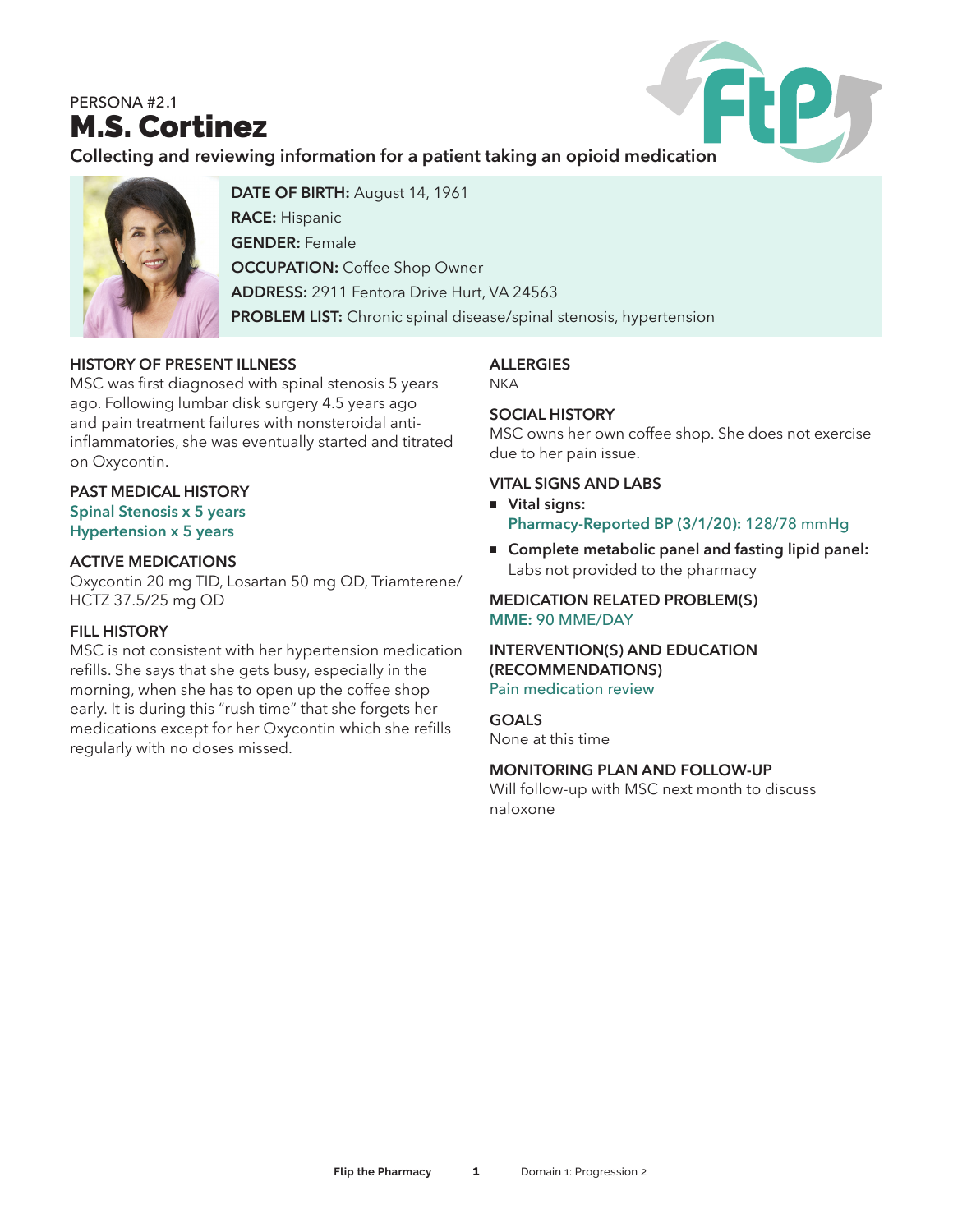PERSONA #2.1

# M.S. Cortinez

**Collecting and reviewing information for a patient taking an opioid medication**

**DATE OF BIRTH:** August 14, 1961
**RACE:** Hispanic
**GENDER:** Female
**OCCUPATION:** Coffee Shop Owner
**ADDRESS:** 2911 Fentora Drive Hurt, VA 24563
**PROBLEM LIST:** Chronic spinal disease/spinal stenosis, hypertension

## HISTORY OF PRESENT ILLNESS

MSC was first diagnosed with spinal stenosis 5 years ago. Following lumbar disk surgery 4.5 years ago and pain treatment failures with nonsteroidal anti-inflammatories, she was eventually started and titrated on Oxycontin.

## PAST MEDICAL HISTORY

Spinal Stenosis x 5 years
Hypertension x 5 years

## ACTIVE MEDICATIONS

Oxycontin 20 mg TID, Losartan 50 mg QD, Triamterene/HCTZ 37.5/25 mg QD

## FILL HISTORY

MSC is not consistent with her hypertension medication refills. She says that she gets busy, especially in the morning, when she has to open up the coffee shop early. It is during this "rush time" that she forgets her medications except for her Oxycontin which she refills regularly with no doses missed.

## ALLERGIES

NKA

## SOCIAL HISTORY

MSC owns her own coffee shop. She does not exercise due to her pain issue.

## VITAL SIGNS AND LABS

- **Vital signs:**
  Pharmacy-Reported BP (3/1/20): 128/78 mmHg
- **Complete metabolic panel and fasting lipid panel:**
  Labs not provided to the pharmacy

## MEDICATION RELATED PROBLEM(S)

MME: 90 MME/DAY

## INTERVENTION(S) AND EDUCATION (RECOMMENDATIONS)

Pain medication review

## GOALS

None at this time

## MONITORING PLAN AND FOLLOW-UP

Will follow-up with MSC next month to discuss naloxone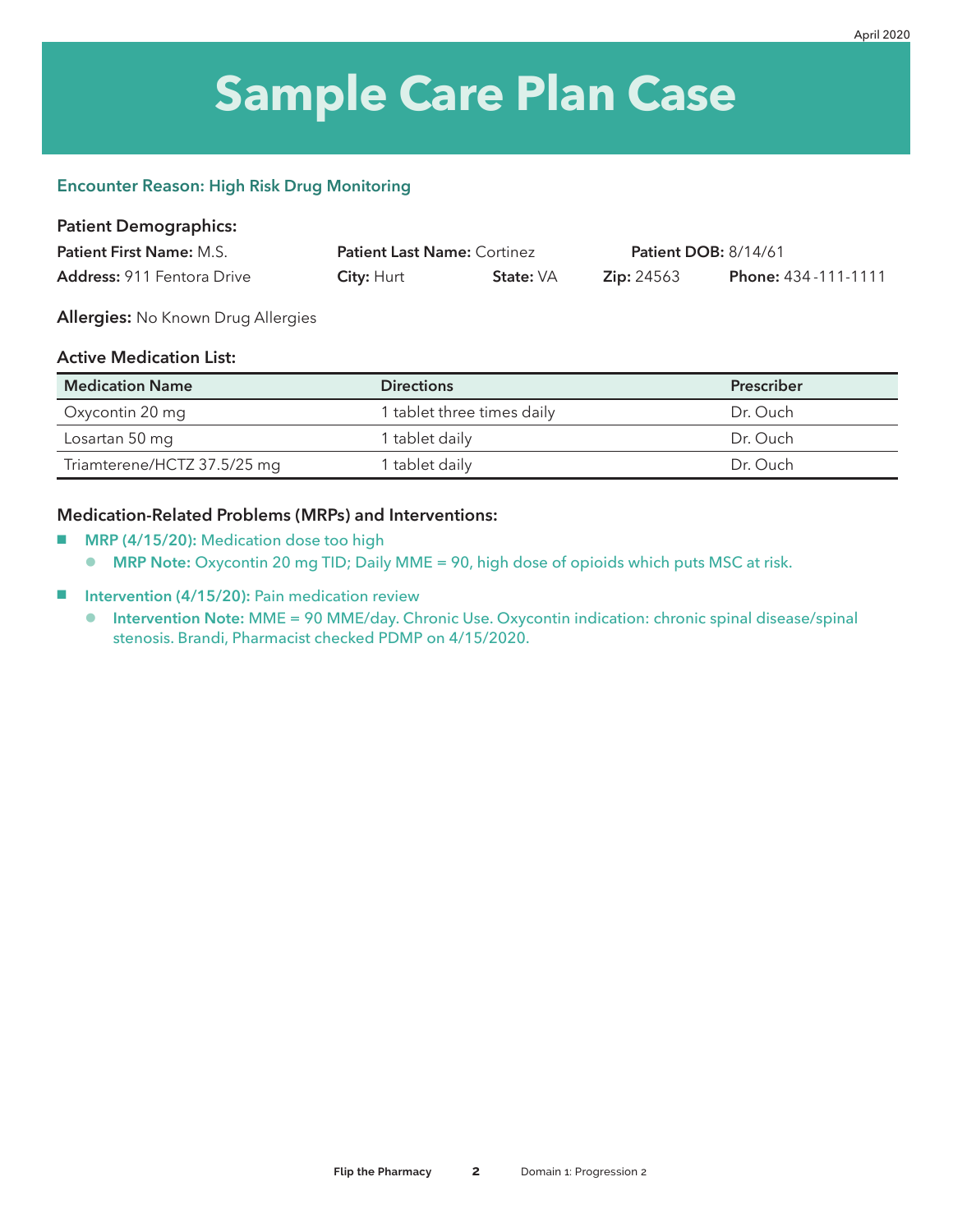# Sample Care Plan Case

**Encounter Reason: High Risk Drug Monitoring**

### Patient Demographics:

**Patient First Name:** M.S. **Patient Last Name:** Cortinez **Patient DOB:** 8/14/61

**Address:** 911 Fentora Drive **City:** Hurt **State:** VA **Zip:** 24563 **Phone:** 434-111-1111

**Allergies:** No Known Drug Allergies

### Active Medication List:

| Medication Name | Directions | Prescriber |
|---|---|---|
| Oxycontin 20 mg | 1 tablet three times daily | Dr. Ouch |
| Losartan 50 mg | 1 tablet daily | Dr. Ouch |
| Triamterene/HCTZ 37.5/25 mg | 1 tablet daily | Dr. Ouch |

### Medication-Related Problems (MRPs) and Interventions:

- **MRP (4/15/20):** Medication dose too high
  - **MRP Note:** Oxycontin 20 mg TID; Daily MME = 90, high dose of opioids which puts MSC at risk.
- **Intervention (4/15/20):** Pain medication review
  - **Intervention Note:** MME = 90 MME/day. Chronic Use. Oxycontin indication: chronic spinal disease/spinal stenosis. Brandi, Pharmacist checked PDMP on 4/15/2020.